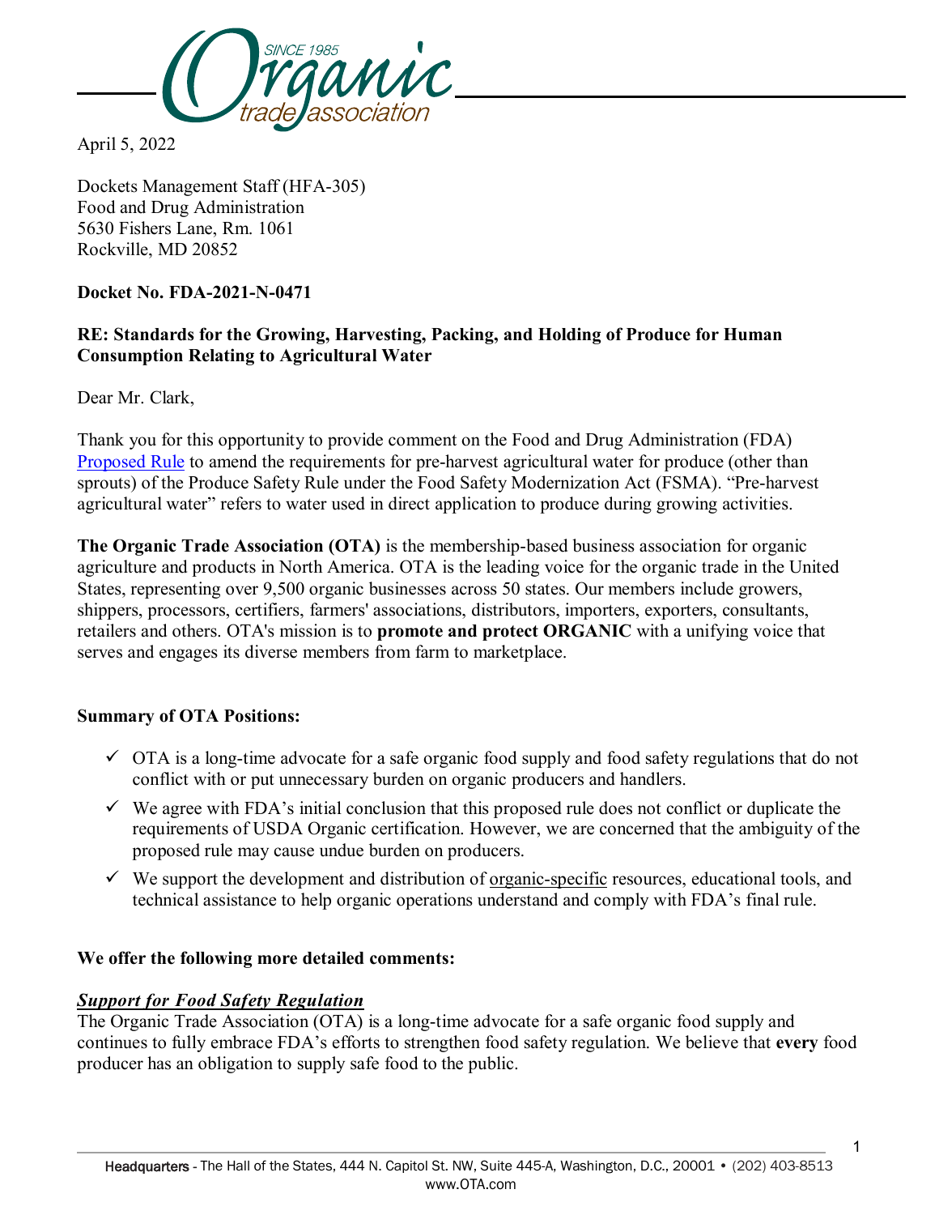April 5, 2022

Dockets Management Staff (HFA-305)
Food and Drug Administration
5630 Fishers Lane, Rm. 1061
Rockville, MD 20852

**Docket No. FDA-2021-N-0471**

**RE: Standards for the Growing, Harvesting, Packing, and Holding of Produce for Human Consumption Relating to Agricultural Water**

Dear Mr. Clark,

Thank you for this opportunity to provide comment on the Food and Drug Administration (FDA) Proposed Rule to amend the requirements for pre-harvest agricultural water for produce (other than sprouts) of the Produce Safety Rule under the Food Safety Modernization Act (FSMA). "Pre-harvest agricultural water" refers to water used in direct application to produce during growing activities.

**The Organic Trade Association (OTA)** is the membership-based business association for organic agriculture and products in North America. OTA is the leading voice for the organic trade in the United States, representing over 9,500 organic businesses across 50 states. Our members include growers, shippers, processors, certifiers, farmers' associations, distributors, importers, exporters, consultants, retailers and others. OTA's mission is to **promote and protect ORGANIC** with a unifying voice that serves and engages its diverse members from farm to marketplace.

**Summary of OTA Positions:**

- ✓ OTA is a long-time advocate for a safe organic food supply and food safety regulations that do not conflict with or put unnecessary burden on organic producers and handlers.
- ✓ We agree with FDA's initial conclusion that this proposed rule does not conflict or duplicate the requirements of USDA Organic certification. However, we are concerned that the ambiguity of the proposed rule may cause undue burden on producers.
- ✓ We support the development and distribution of organic-specific resources, educational tools, and technical assistance to help organic operations understand and comply with FDA's final rule.

**We offer the following more detailed comments:**

***Support for Food Safety Regulation***

The Organic Trade Association (OTA) is a long-time advocate for a safe organic food supply and continues to fully embrace FDA's efforts to strengthen food safety regulation. We believe that **every** food producer has an obligation to supply safe food to the public.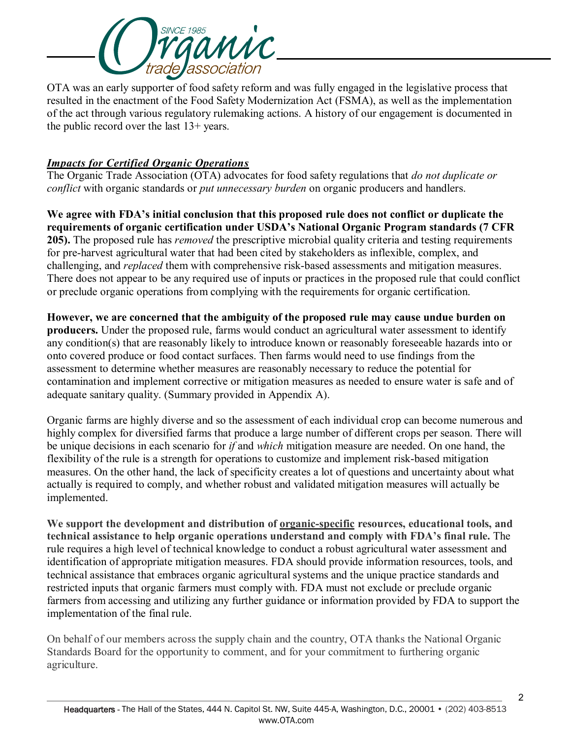OTA was an early supporter of food safety reform and was fully engaged in the legislative process that resulted in the enactment of the Food Safety Modernization Act (FSMA), as well as the implementation of the act through various regulatory rulemaking actions. A history of our engagement is documented in the public record over the last 13+ years.

***Impacts for Certified Organic Operations***

The Organic Trade Association (OTA) advocates for food safety regulations that *do not duplicate or conflict* with organic standards or *put unnecessary burden* on organic producers and handlers.

**We agree with FDA's initial conclusion that this proposed rule does not conflict or duplicate the requirements of organic certification under USDA's National Organic Program standards (7 CFR 205).** The proposed rule has *removed* the prescriptive microbial quality criteria and testing requirements for pre-harvest agricultural water that had been cited by stakeholders as inflexible, complex, and challenging, and *replaced* them with comprehensive risk-based assessments and mitigation measures. There does not appear to be any required use of inputs or practices in the proposed rule that could conflict or preclude organic operations from complying with the requirements for organic certification.

**However, we are concerned that the ambiguity of the proposed rule may cause undue burden on producers.** Under the proposed rule, farms would conduct an agricultural water assessment to identify any condition(s) that are reasonably likely to introduce known or reasonably foreseeable hazards into or onto covered produce or food contact surfaces. Then farms would need to use findings from the assessment to determine whether measures are reasonably necessary to reduce the potential for contamination and implement corrective or mitigation measures as needed to ensure water is safe and of adequate sanitary quality. (Summary provided in Appendix A).

Organic farms are highly diverse and so the assessment of each individual crop can become numerous and highly complex for diversified farms that produce a large number of different crops per season. There will be unique decisions in each scenario for *if* and *which* mitigation measure are needed. On one hand, the flexibility of the rule is a strength for operations to customize and implement risk-based mitigation measures. On the other hand, the lack of specificity creates a lot of questions and uncertainty about what actually is required to comply, and whether robust and validated mitigation measures will actually be implemented.

**We support the development and distribution of organic-specific resources, educational tools, and technical assistance to help organic operations understand and comply with FDA's final rule.** The rule requires a high level of technical knowledge to conduct a robust agricultural water assessment and identification of appropriate mitigation measures. FDA should provide information resources, tools, and technical assistance that embraces organic agricultural systems and the unique practice standards and restricted inputs that organic farmers must comply with. FDA must not exclude or preclude organic farmers from accessing and utilizing any further guidance or information provided by FDA to support the implementation of the final rule.

On behalf of our members across the supply chain and the country, OTA thanks the National Organic Standards Board for the opportunity to comment, and for your commitment to furthering organic agriculture.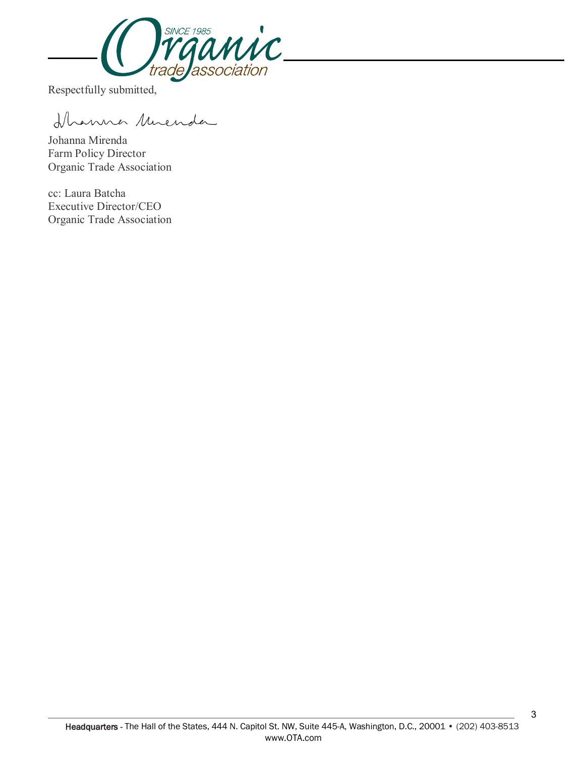Respectfully submitted,

Johanna Mirenda
Farm Policy Director
Organic Trade Association

cc: Laura Batcha
Executive Director/CEO
Organic Trade Association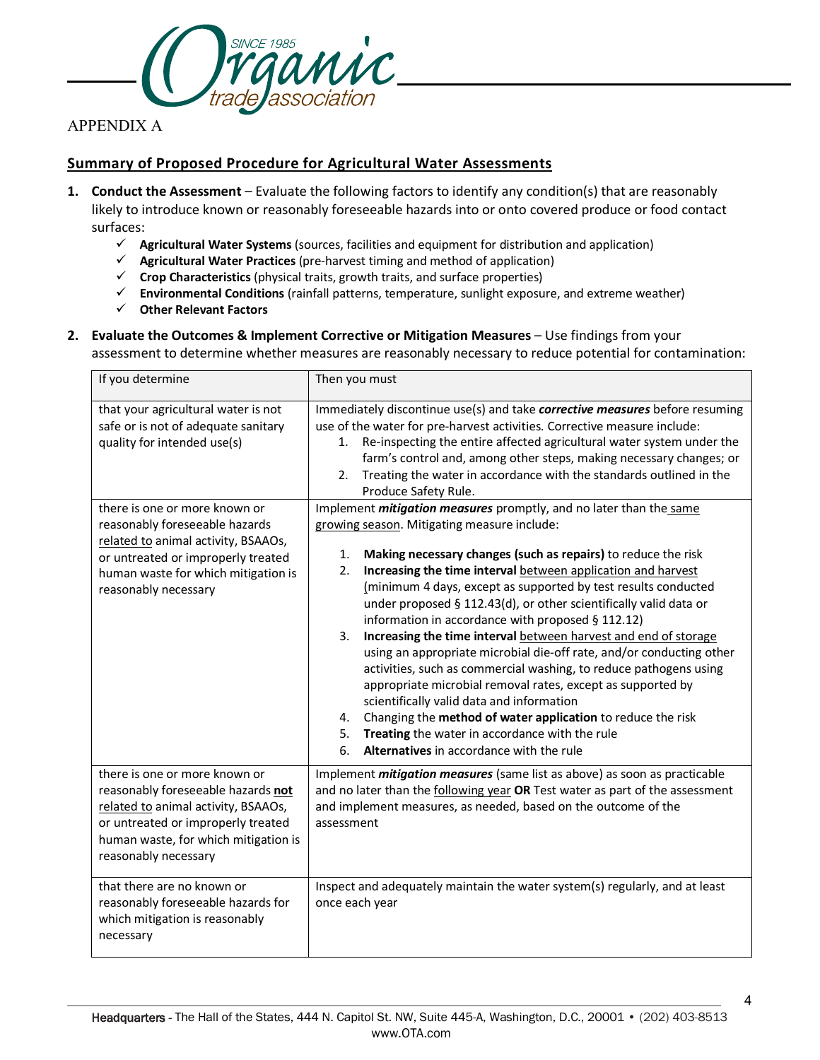APPENDIX A

## Summary of Proposed Procedure for Agricultural Water Assessments

1. **Conduct the Assessment** – Evaluate the following factors to identify any condition(s) that are reasonably likely to introduce known or reasonably foreseeable hazards into or onto covered produce or food contact surfaces:
   - ✓ **Agricultural Water Systems** (sources, facilities and equipment for distribution and application)
   - ✓ **Agricultural Water Practices** (pre-harvest timing and method of application)
   - ✓ **Crop Characteristics** (physical traits, growth traits, and surface properties)
   - ✓ **Environmental Conditions** (rainfall patterns, temperature, sunlight exposure, and extreme weather)
   - ✓ **Other Relevant Factors**

2. **Evaluate the Outcomes & Implement Corrective or Mitigation Measures** – Use findings from your assessment to determine whether measures are reasonably necessary to reduce potential for contamination:

| If you determine | Then you must |
|---|---|
| that your agricultural water is not safe or is not of adequate sanitary quality for intended use(s) | Immediately discontinue use(s) and take ***corrective measures*** before resuming use of the water for pre-harvest activities. Corrective measure include: 1. Re-inspecting the entire affected agricultural water system under the farm's control and, among other steps, making necessary changes; or 2. Treating the water in accordance with the standards outlined in the Produce Safety Rule. |
| there is one or more known or reasonably foreseeable hazards related to animal activity, BSAAOs, or untreated or improperly treated human waste for which mitigation is reasonably necessary | Implement ***mitigation measures*** promptly, and no later than the same growing season. Mitigating measure include: 1. **Making necessary changes (such as repairs)** to reduce the risk 2. **Increasing the time interval** between application and harvest (minimum 4 days, except as supported by test results conducted under proposed § 112.43(d), or other scientifically valid data or information in accordance with proposed § 112.12) 3. **Increasing the time interval** between harvest and end of storage using an appropriate microbial die-off rate, and/or conducting other activities, such as commercial washing, to reduce pathogens using appropriate microbial removal rates, except as supported by scientifically valid data and information 4. Changing the **method of water application** to reduce the risk 5. **Treating** the water in accordance with the rule 6. **Alternatives** in accordance with the rule |
| there is one or more known or reasonably foreseeable hazards **not** related to animal activity, BSAAOs, or untreated or improperly treated human waste, for which mitigation is reasonably necessary | Implement ***mitigation measures*** (same list as above) as soon as practicable and no later than the following year **OR** Test water as part of the assessment and implement measures, as needed, based on the outcome of the assessment |
| that there are no known or reasonably foreseeable hazards for which mitigation is reasonably necessary | Inspect and adequately maintain the water system(s) regularly, and at least once each year |